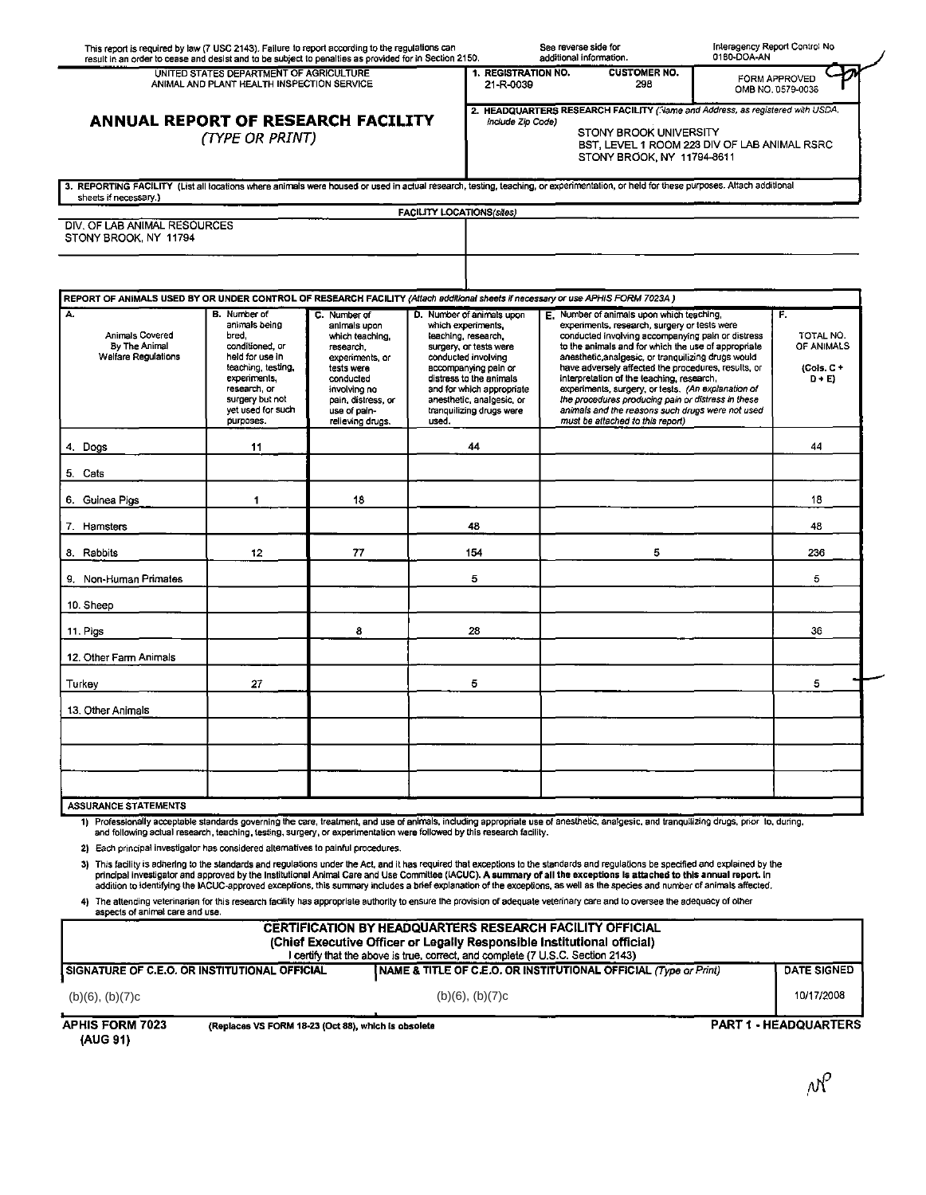This report is required by law (7 USC 2143). Failure to report according to the regulations can result in an order to cease and desist and to be subject to penalties as provided for in Section 2150.

See reverse side for additional information.

Interagency Report Control No 0180-DOA-AN

UNITED STATES DEPARTMENT OF AGRICULTURE
ANIMAL AND PLANT HEALTH INSPECTION SERVICE

# ANNUAL REPORT OF RESEARCH FACILITY

*(TYPE OR PRINT)*

**1. REGISTRATION NO.** 21-R-0039 **CUSTOMER NO.** 298

FORM APPROVED OMB NO. 0579-0036

**2. HEADQUARTERS RESEARCH FACILITY** *(Name and Address, as registered with USDA, include Zip Code)*

STONY BROOK UNIVERSITY
BST, LEVEL 1 ROOM 223 DIV OF LAB ANIMAL RSRC
STONY BROOK, NY 11794-8611

**3. REPORTING FACILITY** (List all locations where animals were housed or used in actual research, testing, teaching, or experimentation, or held for these purposes. Attach additional sheets if necessary.)

**FACILITY LOCATIONS***(sites)*

DIV. OF LAB ANIMAL RESOURCES
STONY BROOK, NY 11794

**REPORT OF ANIMALS USED BY OR UNDER CONTROL OF RESEARCH FACILITY** *(Attach additional sheets if necessary or use APHIS FORM 7023A)*

| A. Animals Covered By The Animal Welfare Regulations | B. Number of animals being bred, conditioned, or held for use in teaching, testing, experiments, research, or surgery but not yet used for such purposes. | C. Number of animals upon which teaching, research, experiments, or tests were conducted involving no pain, distress, or use of pain-relieving drugs. | D. Number of animals upon which experiments, teaching, research, surgery, or tests were conducted involving accompanying pain or distress to the animals and for which appropriate anesthetic, analgesic, or tranquilizing drugs were used. | E. Number of animals upon which teaching, experiments, research, surgery or tests were conducted involving accompanying pain or distress to the animals and for which the use of appropriate anesthetic, analgesic, or tranquilizing drugs would have adversely affected the procedures, results, or interpretation of the teaching, research, experiments, surgery, or tests. *(An explanation of the procedures producing pain or distress in these animals and the reasons such drugs were not used must be attached to this report)* | F. TOTAL NO. OF ANIMALS (Cols. C + D + E) |
|---|---|---|---|---|---|
| 4. Dogs | 11 | | 44 | | 44 |
| 5. Cats | | | | | |
| 6. Guinea Pigs | 1 | 18 | | | 18 |
| 7. Hamsters | | | 48 | | 48 |
| 8. Rabbits | 12 | 77 | 154 | 5 | 236 |
| 9. Non-Human Primates | | | 5 | | 5 |
| 10. Sheep | | | | | |
| 11. Pigs | | 8 | 28 | | 36 |
| 12. Other Farm Animals | | | | | |
| Turkey | 27 | | 5 | | 5 |
| 13. Other Animals | | | | | |

**ASSURANCE STATEMENTS**

1) Professionally acceptable standards governing the care, treatment, and use of animals, including appropriate use of anesthetic, analgesic, and tranquilizing drugs, prior to, during, and following actual research, teaching, testing, surgery, or experimentation were followed by this research facility.

2) Each principal investigator has considered alternatives to painful procedures.

3) This facility is adhering to the standards and regulations under the Act, and it has required that exceptions to the standards and regulations be specified and explained by the principal investigator and approved by the Institutional Animal Care and Use Committee (IACUC). **A summary of all the exceptions is attached to this annual report.** In addition to identifying the IACUC-approved exceptions, this summary includes a brief explanation of the exceptions, as well as the species and number of animals affected.

4) The attending veterinarian for this research facility has appropriate authority to ensure the provision of adequate veterinary care and to oversee the adequacy of other aspects of animal care and use.

**CERTIFICATION BY HEADQUARTERS RESEARCH FACILITY OFFICIAL**
**(Chief Executive Officer or Legally Responsible Institutional official)**
I certify that the above is true, correct, and complete (7 U.S.C. Section 2143)

| SIGNATURE OF C.E.O. OR INSTITUTIONAL OFFICIAL | NAME & TITLE OF C.E.O. OR INSTITUTIONAL OFFICIAL *(Type or Print)* | DATE SIGNED |
|---|---|---|
| (b)(6), (b)(7)c | (b)(6), (b)(7)c | 10/17/2008 |

**APHIS FORM 7023 (AUG 91)** (Replaces VS FORM 18-23 (Oct 88), which is obsolete) **PART 1 - HEADQUARTERS**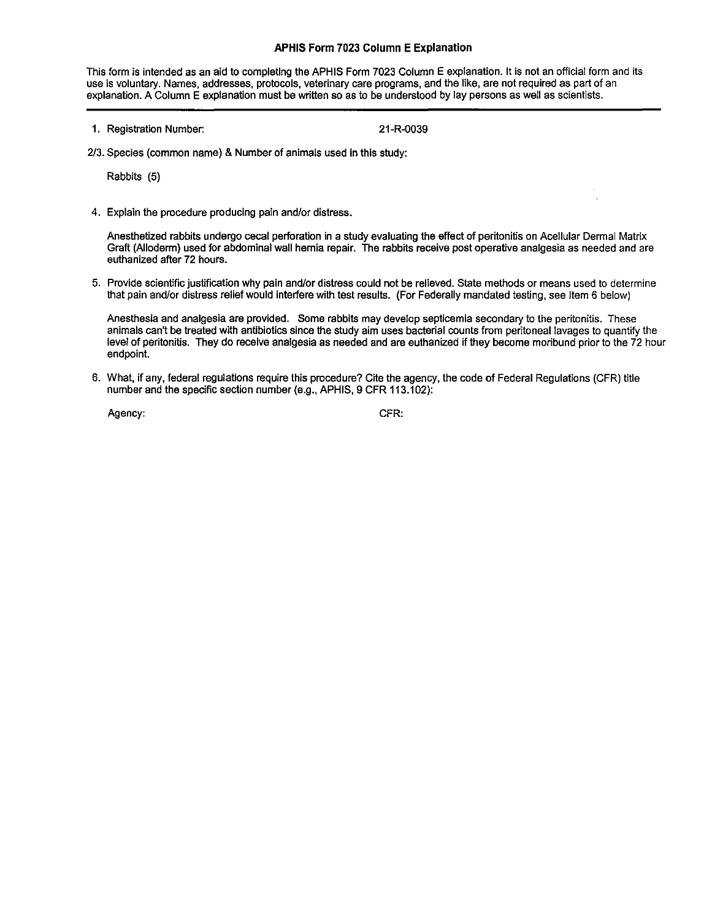## APHIS Form 7023 Column E Explanation

This form is intended as an aid to completing the APHIS Form 7023 Column E explanation. It is not an official form and its use is voluntary. Names, addresses, protocols, veterinary care programs, and the like, are not required as part of an explanation. A Column E explanation must be written so as to be understood by lay persons as well as scientists.

---

1. Registration Number: 21-R-0039

2/3. Species (common name) & Number of animals used in this study:

   Rabbits (5)

4. Explain the procedure producing pain and/or distress.

   Anesthetized rabbits undergo cecal perforation in a study evaluating the effect of peritonitis on Acellular Dermal Matrix Graft (Alloderm) used for abdominal wall hernia repair. The rabbits receive post operative analgesia as needed and are euthanized after 72 hours.

5. Provide scientific justification why pain and/or distress could not be relieved. State methods or means used to determine that pain and/or distress relief would interfere with test results. (For Federally mandated testing, see Item 6 below)

   Anesthesia and analgesia are provided. Some rabbits may develop septicemia secondary to the peritonitis. These animals can't be treated with antibiotics since the study aim uses bacterial counts from peritoneal lavages to quantify the level of peritonitis. They do receive analgesia as needed and are euthanized if they become moribund prior to the 72 hour endpoint.

6. What, if any, federal regulations require this procedure? Cite the agency, the code of Federal Regulations (CFR) title number and the specific section number (e.g., APHIS, 9 CFR 113.102):

   Agency: CFR: